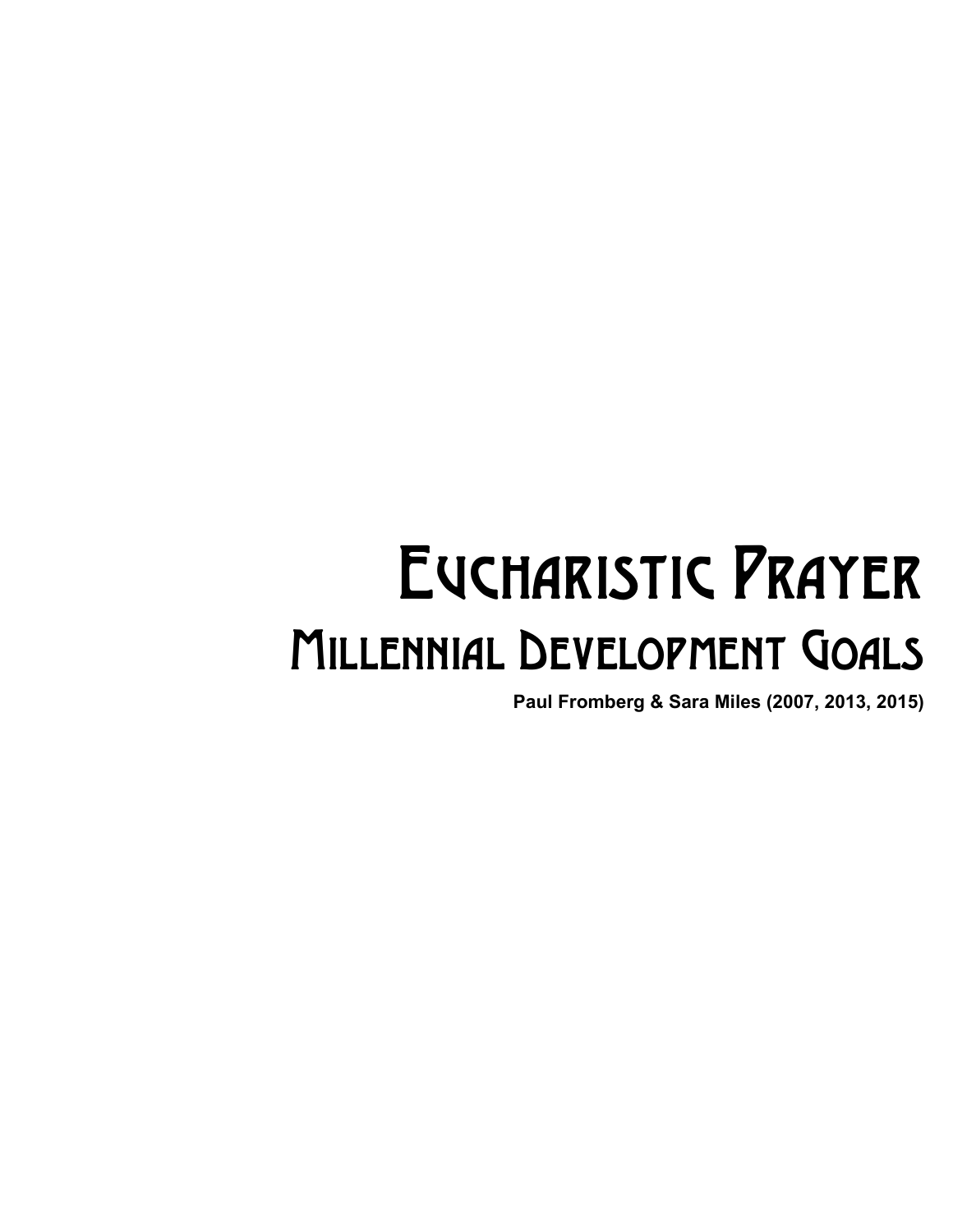# Eucharistic Prayer

## Millennial Development Goals

**Paul Fromberg & Sara Miles (2007, 2013, 2015)**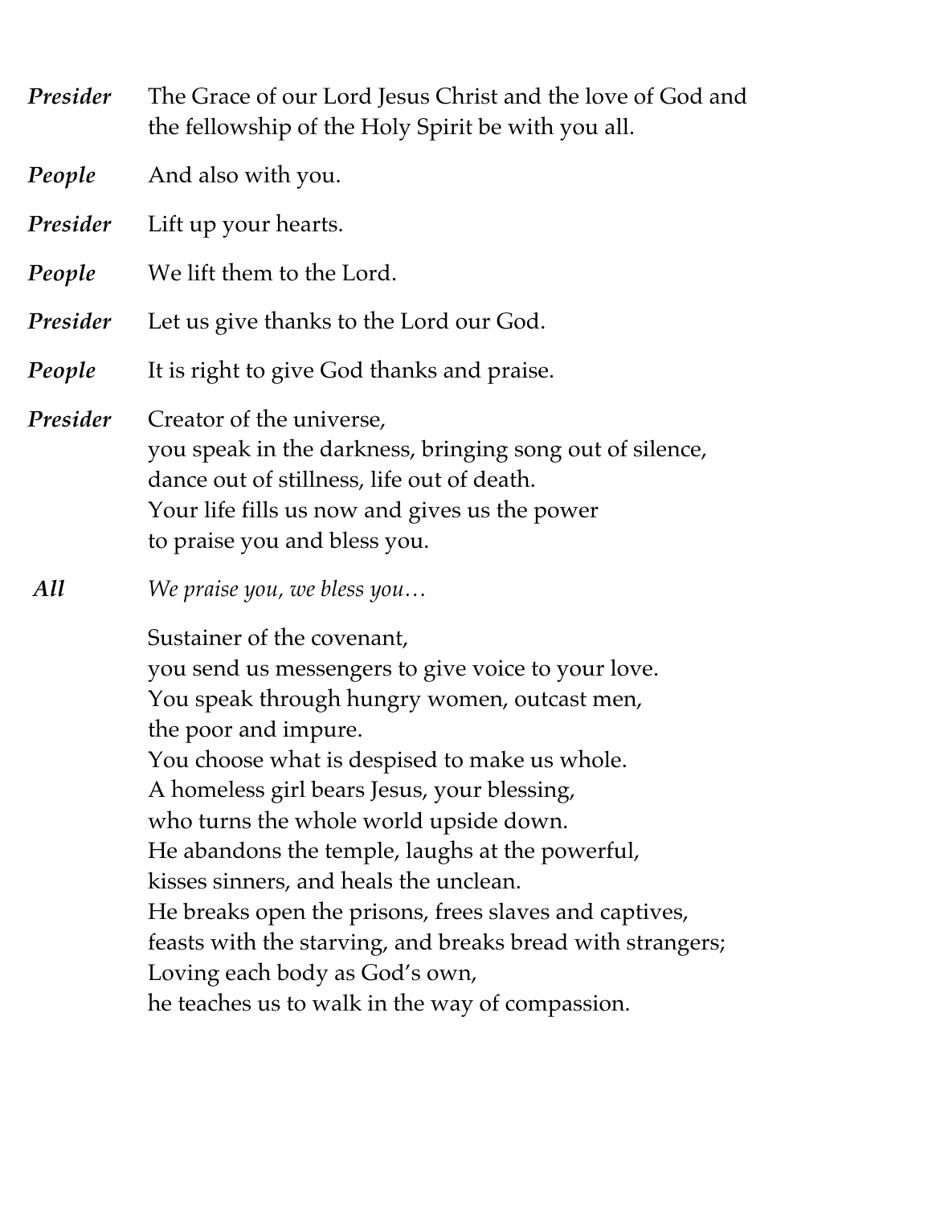***Presider*** The Grace of our Lord Jesus Christ and the love of God and the fellowship of the Holy Spirit be with you all.

***People*** And also with you.

***Presider*** Lift up your hearts.

***People*** We lift them to the Lord.

***Presider*** Let us give thanks to the Lord our God.

***People*** It is right to give God thanks and praise.

***Presider*** Creator of the universe,
you speak in the darkness, bringing song out of silence,
dance out of stillness, life out of death.
Your life fills us now and gives us the power
to praise you and bless you.

***All*** *We praise you, we bless you…*

Sustainer of the covenant,
you send us messengers to give voice to your love.
You speak through hungry women, outcast men,
the poor and impure.
You choose what is despised to make us whole.
A homeless girl bears Jesus, your blessing,
who turns the whole world upside down.
He abandons the temple, laughs at the powerful,
kisses sinners, and heals the unclean.
He breaks open the prisons, frees slaves and captives,
feasts with the starving, and breaks bread with strangers;
Loving each body as God's own,
he teaches us to walk in the way of compassion.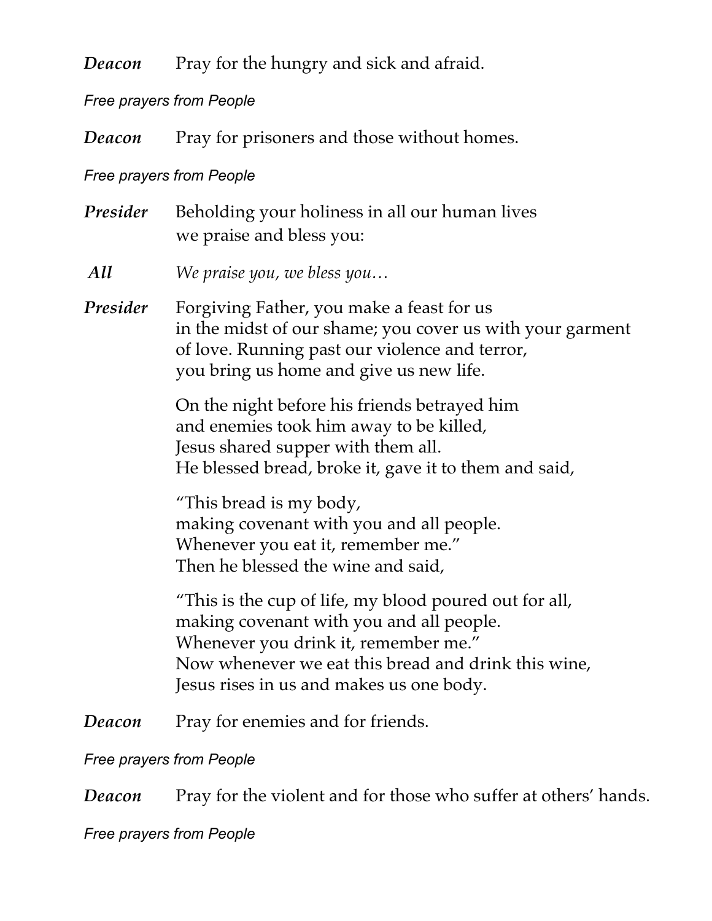***Deacon*** Pray for the hungry and sick and afraid.

*Free prayers from People*

***Deacon*** Pray for prisoners and those without homes.

*Free prayers from People*

***Presider*** Beholding your holiness in all our human lives
we praise and bless you:

***All*** *We praise you, we bless you…*

***Presider*** Forgiving Father, you make a feast for us
in the midst of our shame; you cover us with your garment
of love. Running past our violence and terror,
you bring us home and give us new life.

On the night before his friends betrayed him
and enemies took him away to be killed,
Jesus shared supper with them all.
He blessed bread, broke it, gave it to them and said,

"This bread is my body,
making covenant with you and all people.
Whenever you eat it, remember me."
Then he blessed the wine and said,

"This is the cup of life, my blood poured out for all,
making covenant with you and all people.
Whenever you drink it, remember me."
Now whenever we eat this bread and drink this wine,
Jesus rises in us and makes us one body.

***Deacon*** Pray for enemies and for friends.

*Free prayers from People*

***Deacon*** Pray for the violent and for those who suffer at others' hands.

*Free prayers from People*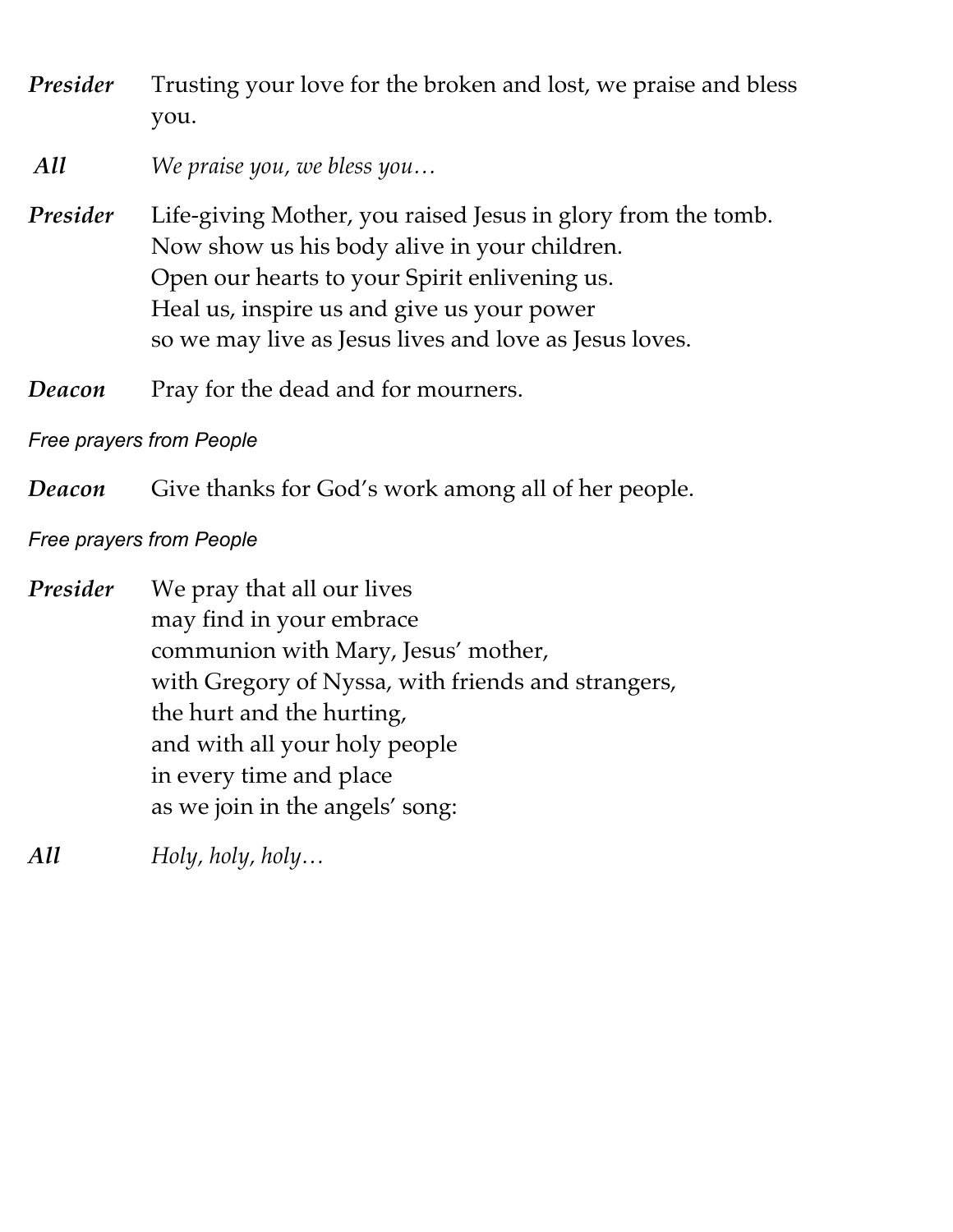***Presider*** Trusting your love for the broken and lost, we praise and bless you.

***All*** *We praise you, we bless you…*

***Presider*** Life-giving Mother, you raised Jesus in glory from the tomb.
Now show us his body alive in your children.
Open our hearts to your Spirit enlivening us.
Heal us, inspire us and give us your power
so we may live as Jesus lives and love as Jesus loves.

***Deacon*** Pray for the dead and for mourners.

*Free prayers from People*

***Deacon*** Give thanks for God's work among all of her people.

*Free prayers from People*

***Presider*** We pray that all our lives
may find in your embrace
communion with Mary, Jesus' mother,
with Gregory of Nyssa, with friends and strangers,
the hurt and the hurting,
and with all your holy people
in every time and place
as we join in the angels' song:

***All*** *Holy, holy, holy…*